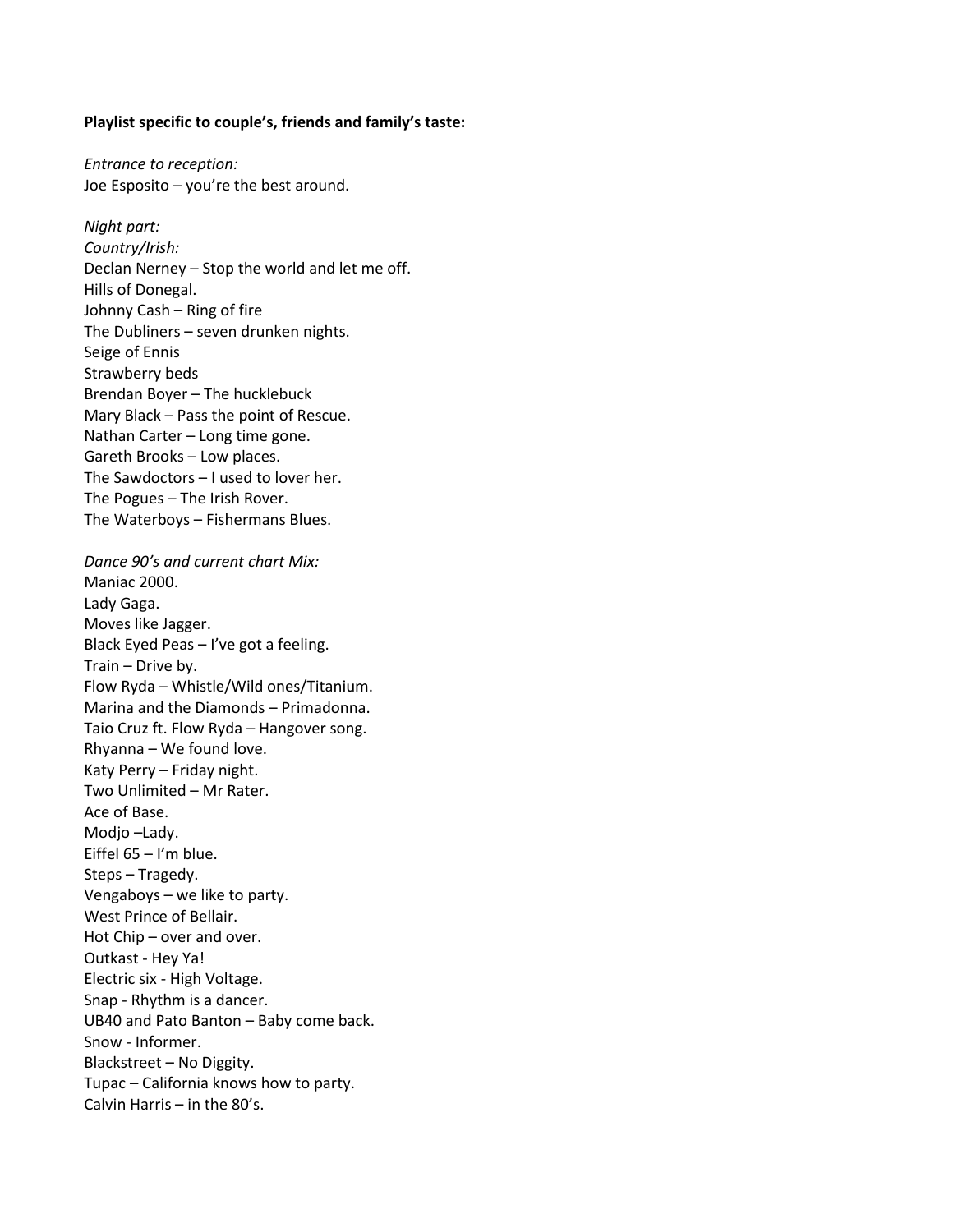**Playlist specific to couple's, friends and family's taste:**

*Entrance to reception:*
Joe Esposito – you're the best around.

*Night part:*
*Country/Irish:*
Declan Nerney – Stop the world and let me off.
Hills of Donegal.
Johnny Cash – Ring of fire
The Dubliners – seven drunken nights.
Seige of Ennis
Strawberry beds
Brendan Boyer – The hucklebuck
Mary Black – Pass the point of Rescue.
Nathan Carter – Long time gone.
Gareth Brooks – Low places.
The Sawdoctors – I used to lover her.
The Pogues – The Irish Rover.
The Waterboys – Fishermans Blues.

*Dance 90's and current chart Mix:*
Maniac 2000.
Lady Gaga.
Moves like Jagger.
Black Eyed Peas – I've got a feeling.
Train – Drive by.
Flow Ryda – Whistle/Wild ones/Titanium.
Marina and the Diamonds – Primadonna.
Taio Cruz ft. Flow Ryda – Hangover song.
Rhyanna – We found love.
Katy Perry – Friday night.
Two Unlimited – Mr Rater.
Ace of Base.
Modjo –Lady.
Eiffel 65 – I'm blue.
Steps – Tragedy.
Vengaboys – we like to party.
West Prince of Bellair.
Hot Chip – over and over.
Outkast - Hey Ya!
Electric six - High Voltage.
Snap - Rhythm is a dancer.
UB40 and Pato Banton – Baby come back.
Snow - Informer.
Blackstreet – No Diggity.
Tupac – California knows how to party.
Calvin Harris – in the 80's.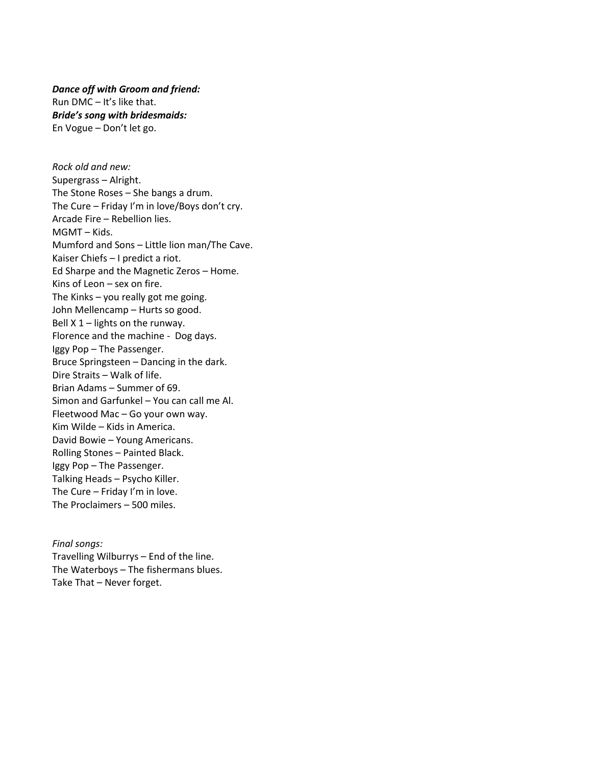***Dance off with Groom and friend:***
Run DMC – It's like that.
***Bride's song with bridesmaids:***
En Vogue – Don't let go.

*Rock old and new:*
Supergrass – Alright.
The Stone Roses – She bangs a drum.
The Cure – Friday I'm in love/Boys don't cry.
Arcade Fire – Rebellion lies.
MGMT – Kids.
Mumford and Sons – Little lion man/The Cave.
Kaiser Chiefs – I predict a riot.
Ed Sharpe and the Magnetic Zeros – Home.
Kins of Leon – sex on fire.
The Kinks – you really got me going.
John Mellencamp – Hurts so good.
Bell X 1 – lights on the runway.
Florence and the machine - Dog days.
Iggy Pop – The Passenger.
Bruce Springsteen – Dancing in the dark.
Dire Straits – Walk of life.
Brian Adams – Summer of 69.
Simon and Garfunkel – You can call me Al.
Fleetwood Mac – Go your own way.
Kim Wilde – Kids in America.
David Bowie – Young Americans.
Rolling Stones – Painted Black.
Iggy Pop – The Passenger.
Talking Heads – Psycho Killer.
The Cure – Friday I'm in love.
The Proclaimers – 500 miles.

*Final songs:*
Travelling Wilburrys – End of the line.
The Waterboys – The fishermans blues.
Take That – Never forget.